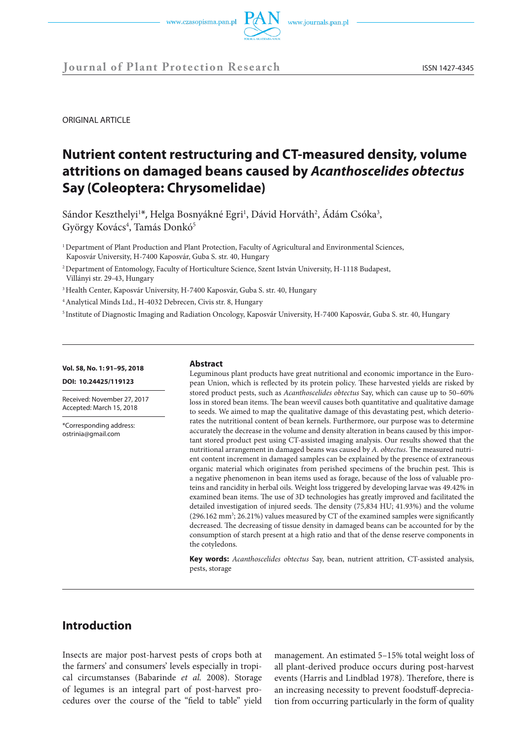ORIGINAL ARTICLE

# Nutrient content restructuring and CT-measured density, volume attritions on damaged beans caused by *Acanthoscelides obtectus* Say (Coleoptera: Chrysomelidae)

Sándor Keszthelyi[1]*, Helga Bosnyákné Egri[1], Dávid Horváth[2], Ádám Csóka[3], György Kovács[4], Tamás Donkó[5]

[1] Department of Plant Production and Plant Protection, Faculty of Agricultural and Environmental Sciences, Kaposvár University, H-7400 Kaposvár, Guba S. str. 40, Hungary

[2] Department of Entomology, Faculty of Horticulture Science, Szent István University, H-1118 Budapest, Villányi str. 29-43, Hungary

[3] Health Center, Kaposvár University, H-7400 Kaposvár, Guba S. str. 40, Hungary

[4] Analytical Minds Ltd., H-4032 Debrecen, Civis str. 8, Hungary

[5] Institute of Diagnostic Imaging and Radiation Oncology, Kaposvár University, H-7400 Kaposvár, Guba S. str. 40, Hungary

**Vol. 58, No. 1: 91–95, 2018**

**DOI: 10.24425/119123**

Received: November 27, 2017
Accepted: March 15, 2018

*Corresponding address:
ostrinia@gmail.com

## Abstract

Leguminous plant products have great nutritional and economic importance in the European Union, which is reflected by its protein policy. These harvested yields are risked by stored product pests, such as *Acanthoscelides obtectus* Say, which can cause up to 50–60% loss in stored bean items. The bean weevil causes both quantitative and qualitative damage to seeds. We aimed to map the qualitative damage of this devastating pest, which deteriorates the nutritional content of bean kernels. Furthermore, our purpose was to determine accurately the decrease in the volume and density alteration in beans caused by this important stored product pest using CT-assisted imaging analysis. Our results showed that the nutritional arrangement in damaged beans was caused by *A. obtectus*. The measured nutrient content increment in damaged samples can be explained by the presence of extraneous organic material which originates from perished specimens of the bruchin pest. This is a negative phenomenon in bean items used as forage, because of the loss of valuable proteins and rancidity in herbal oils. Weight loss triggered by developing larvae was 49.42% in examined bean items. The use of 3D technologies has greatly improved and facilitated the detailed investigation of injured seeds. The density (75,834 HU; 41.93%) and the volume (296.162 mm$^3$; 26.21%) values measured by CT of the examined samples were significantly decreased. The decreasing of tissue density in damaged beans can be accounted for by the consumption of starch present at a high ratio and that of the dense reserve components in the cotyledons.

**Key words:** *Acanthoscelides obtectus* Say, bean, nutrient attrition, CT-assisted analysis, pests, storage

## Introduction

Insects are major post-harvest pests of crops both at the farmers' and consumers' levels especially in tropical circumstanses (Babarinde *et al.* 2008). Storage of legumes is an integral part of post-harvest procedures over the course of the "field to table" yield management. An estimated 5–15% total weight loss of all plant-derived produce occurs during post-harvest events (Harris and Lindblad 1978). Therefore, there is an increasing necessity to prevent foodstuff-depreciation from occurring particularly in the form of quality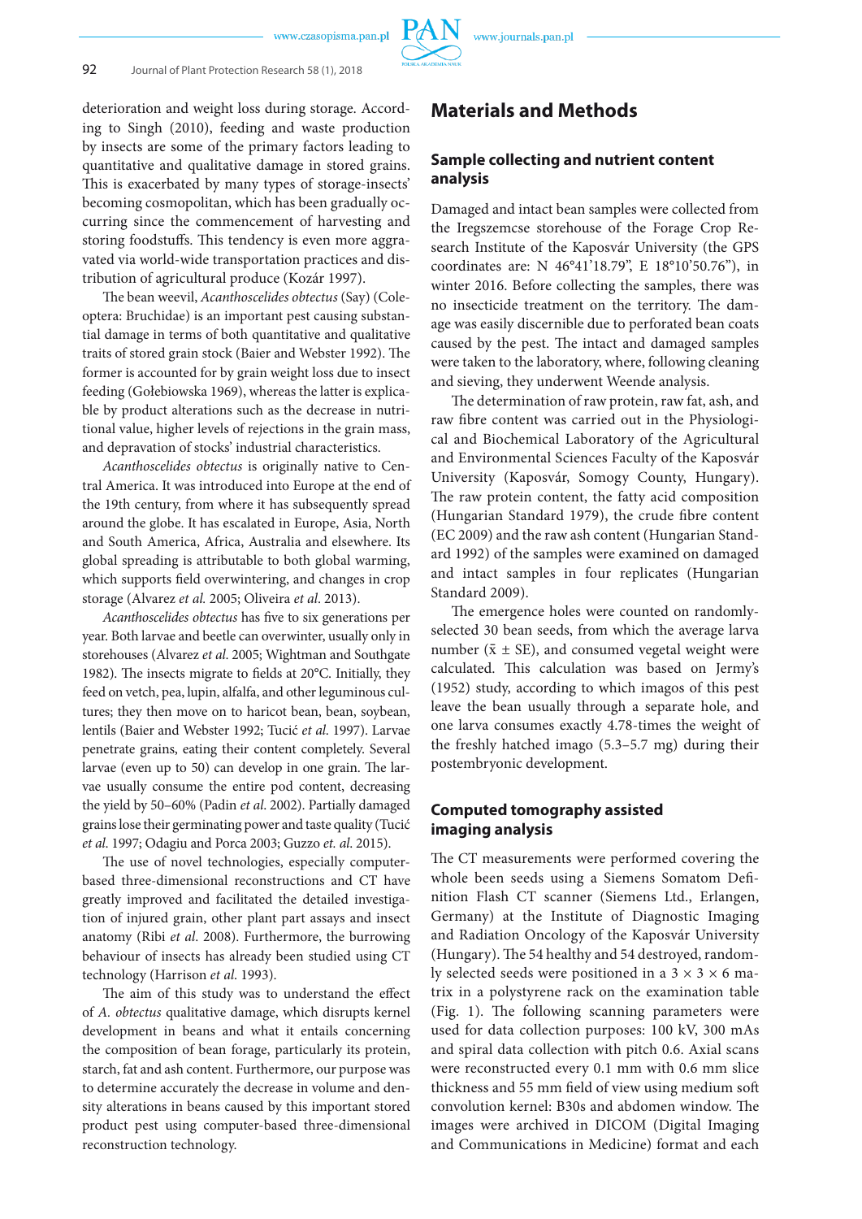deterioration and weight loss during storage. According to Singh (2010), feeding and waste production by insects are some of the primary factors leading to quantitative and qualitative damage in stored grains. This is exacerbated by many types of storage-insects' becoming cosmopolitan, which has been gradually occurring since the commencement of harvesting and storing foodstuffs. This tendency is even more aggravated via world-wide transportation practices and distribution of agricultural produce (Kozár 1997).

The bean weevil, *Acanthoscelides obtectus* (Say) (Coleoptera: Bruchidae) is an important pest causing substantial damage in terms of both quantitative and qualitative traits of stored grain stock (Baier and Webster 1992). The former is accounted for by grain weight loss due to insect feeding (Gołebiowska 1969), whereas the latter is explicable by product alterations such as the decrease in nutritional value, higher levels of rejections in the grain mass, and depravation of stocks' industrial characteristics.

*Acanthoscelides obtectus* is originally native to Central America. It was introduced into Europe at the end of the 19th century, from where it has subsequently spread around the globe. It has escalated in Europe, Asia, North and South America, Africa, Australia and elsewhere. Its global spreading is attributable to both global warming, which supports field overwintering, and changes in crop storage (Alvarez *et al.* 2005; Oliveira *et al*. 2013).

*Acanthoscelides obtectus* has five to six generations per year. Both larvae and beetle can overwinter, usually only in storehouses (Alvarez *et al*. 2005; Wightman and Southgate 1982). The insects migrate to fields at 20°C. Initially, they feed on vetch, pea, lupin, alfalfa, and other leguminous cultures; they then move on to haricot bean, bean, soybean, lentils (Baier and Webster 1992; Tucić *et al*. 1997). Larvae penetrate grains, eating their content completely. Several larvae (even up to 50) can develop in one grain. The larvae usually consume the entire pod content, decreasing the yield by 50–60% (Padin *et al*. 2002). Partially damaged grains lose their germinating power and taste quality (Tucić *et al*. 1997; Odagiu and Porca 2003; Guzzo *et. al*. 2015).

The use of novel technologies, especially computer-based three-dimensional reconstructions and CT have greatly improved and facilitated the detailed investigation of injured grain, other plant part assays and insect anatomy (Ribi *et al*. 2008). Furthermore, the burrowing behaviour of insects has already been studied using CT technology (Harrison *et al*. 1993).

The aim of this study was to understand the effect of *A. obtectus* qualitative damage, which disrupts kernel development in beans and what it entails concerning the composition of bean forage, particularly its protein, starch, fat and ash content. Furthermore, our purpose was to determine accurately the decrease in volume and density alterations in beans caused by this important stored product pest using computer-based three-dimensional reconstruction technology.

# Materials and Methods

## Sample collecting and nutrient content analysis

Damaged and intact bean samples were collected from the Iregszemcse storehouse of the Forage Crop Research Institute of the Kaposvár University (the GPS coordinates are: N 46°41'18.79", E 18°10'50.76"), in winter 2016. Before collecting the samples, there was no insecticide treatment on the territory. The damage was easily discernible due to perforated bean coats caused by the pest. The intact and damaged samples were taken to the laboratory, where, following cleaning and sieving, they underwent Weende analysis.

The determination of raw protein, raw fat, ash, and raw fibre content was carried out in the Physiological and Biochemical Laboratory of the Agricultural and Environmental Sciences Faculty of the Kaposvár University (Kaposvár, Somogy County, Hungary). The raw protein content, the fatty acid composition (Hungarian Standard 1979), the crude fibre content (EC 2009) and the raw ash content (Hungarian Standard 1992) of the samples were examined on damaged and intact samples in four replicates (Hungarian Standard 2009).

The emergence holes were counted on randomly-selected 30 bean seeds, from which the average larva number ($\bar{x} \pm$ SE), and consumed vegetal weight were calculated. This calculation was based on Jermy's (1952) study, according to which imagos of this pest leave the bean usually through a separate hole, and one larva consumes exactly 4.78-times the weight of the freshly hatched imago (5.3–5.7 mg) during their postembryonic development.

## Computed tomography assisted imaging analysis

The CT measurements were performed covering the whole been seeds using a Siemens Somatom Definition Flash CT scanner (Siemens Ltd., Erlangen, Germany) at the Institute of Diagnostic Imaging and Radiation Oncology of the Kaposvár University (Hungary). The 54 healthy and 54 destroyed, randomly selected seeds were positioned in a 3 × 3 × 6 matrix in a polystyrene rack on the examination table (Fig. 1). The following scanning parameters were used for data collection purposes: 100 kV, 300 mAs and spiral data collection with pitch 0.6. Axial scans were reconstructed every 0.1 mm with 0.6 mm slice thickness and 55 mm field of view using medium soft convolution kernel: B30s and abdomen window. The images were archived in DICOM (Digital Imaging and Communications in Medicine) format and each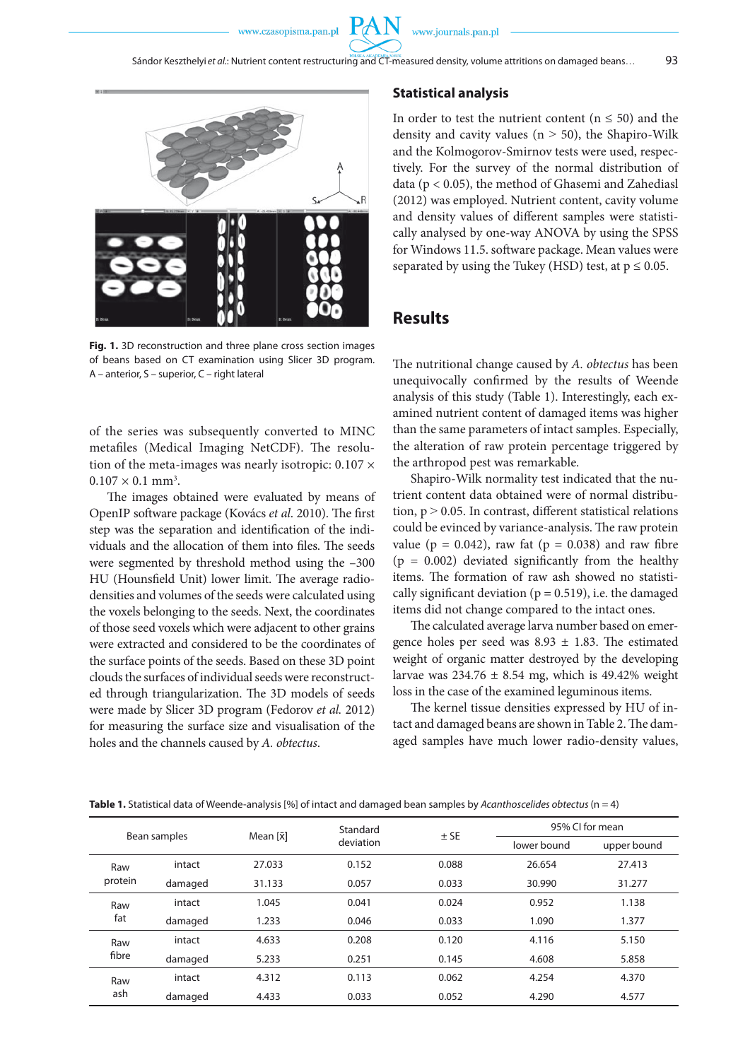**Fig. 1.** 3D reconstruction and three plane cross section images of beans based on CT examination using Slicer 3D program. A – anterior, S – superior, C – right lateral

of the series was subsequently converted to MINC metafiles (Medical Imaging NetCDF). The resolution of the meta-images was nearly isotropic: 0.107 × 0.107 × 0.1 $mm^3$.

The images obtained were evaluated by means of OpenIP software package (Kovács *et al.* 2010). The first step was the separation and identification of the individuals and the allocation of them into files. The seeds were segmented by threshold method using the –300 HU (Hounsfield Unit) lower limit. The average radiodensities and volumes of the seeds were calculated using the voxels belonging to the seeds. Next, the coordinates of those seed voxels which were adjacent to other grains were extracted and considered to be the coordinates of the surface points of the seeds. Based on these 3D point clouds the surfaces of individual seeds were reconstructed through triangularization. The 3D models of seeds were made by Slicer 3D program (Fedorov *et al.* 2012) for measuring the surface size and visualisation of the holes and the channels caused by *A. obtectus*.

## Statistical analysis

In order to test the nutrient content ($n \leq 50$) and the density and cavity values ($n > 50$), the Shapiro-Wilk and the Kolmogorov-Smirnov tests were used, respectively. For the survey of the normal distribution of data ($p < 0.05$), the method of Ghasemi and Zahediasl (2012) was employed. Nutrient content, cavity volume and density values of different samples were statistically analysed by one-way ANOVA by using the SPSS for Windows 11.5. software package. Mean values were separated by using the Tukey (HSD) test, at $p \leq 0.05$.

# Results

The nutritional change caused by *A. obtectus* has been unequivocally confirmed by the results of Weende analysis of this study (Table 1). Interestingly, each examined nutrient content of damaged items was higher than the same parameters of intact samples. Especially, the alteration of raw protein percentage triggered by the arthropod pest was remarkable.

Shapiro-Wilk normality test indicated that the nutrient content data obtained were of normal distribution, $p > 0.05$. In contrast, different statistical relations could be evinced by variance-analysis. The raw protein value ($p = 0.042$), raw fat ($p = 0.038$) and raw fibre ($p = 0.002$) deviated significantly from the healthy items. The formation of raw ash showed no statistically significant deviation ($p = 0.519$), i.e. the damaged items did not change compared to the intact ones.

The calculated average larva number based on emergence holes per seed was 8.93 ± 1.83. The estimated weight of organic matter destroyed by the developing larvae was 234.76 ± 8.54 mg, which is 49.42% weight loss in the case of the examined leguminous items.

The kernel tissue densities expressed by HU of intact and damaged beans are shown in Table 2. The damaged samples have much lower radio-density values,

**Table 1.** Statistical data of Weende-analysis [%] of intact and damaged bean samples by *Acanthoscelides obtectus* (n = 4)

| Bean samples | | Mean [x̄] | Standard deviation | ± SE | 95% CI for mean | |
|---|---|---|---|---|---|---|
| | | | | | lower bound | upper bound |
| Raw protein | intact | 27.033 | 0.152 | 0.088 | 26.654 | 27.413 |
| | damaged | 31.133 | 0.057 | 0.033 | 30.990 | 31.277 |
| Raw fat | intact | 1.045 | 0.041 | 0.024 | 0.952 | 1.138 |
| | damaged | 1.233 | 0.046 | 0.033 | 1.090 | 1.377 |
| Raw fibre | intact | 4.633 | 0.208 | 0.120 | 4.116 | 5.150 |
| | damaged | 5.233 | 0.251 | 0.145 | 4.608 | 5.858 |
| Raw ash | intact | 4.312 | 0.113 | 0.062 | 4.254 | 4.370 |
| | damaged | 4.433 | 0.033 | 0.052 | 4.290 | 4.577 |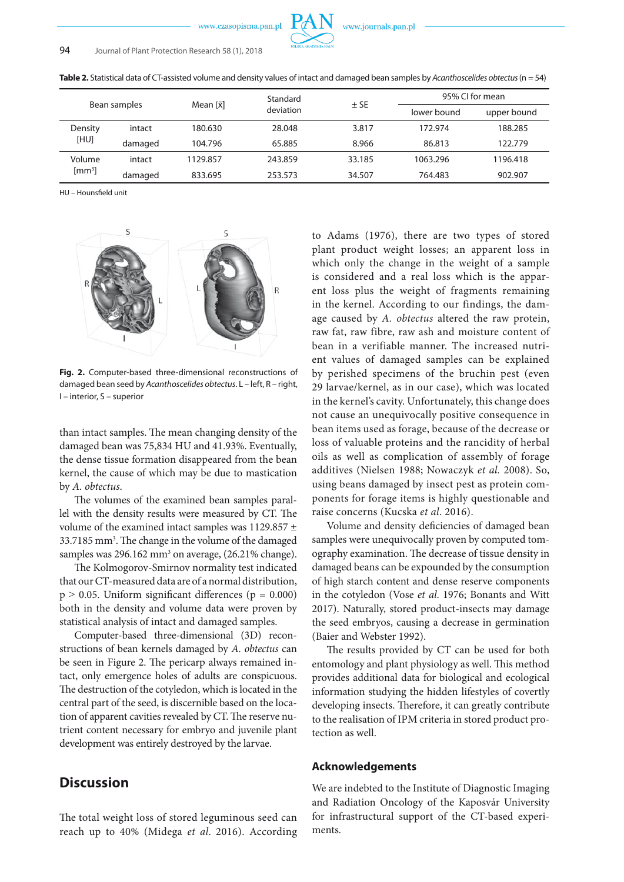**Table 2.** Statistical data of CT-assisted volume and density values of intact and damaged bean samples by *Acanthoscelides obtectus* (n = 54)

| Bean samples | | Mean [x̄] | Standard deviation | ± SE | 95% CI for mean | |
|---|---|---|---|---|---|---|
| | | | | | lower bound | upper bound |
| Density [HU] | intact | 180.630 | 28.048 | 3.817 | 172.974 | 188.285 |
| | damaged | 104.796 | 65.885 | 8.966 | 86.813 | 122.779 |
| Volume [mm³] | intact | 1129.857 | 243.859 | 33.185 | 1063.296 | 1196.418 |
| | damaged | 833.695 | 253.573 | 34.507 | 764.483 | 902.907 |

HU – Hounsfield unit

**Fig. 2.** Computer-based three-dimensional reconstructions of damaged bean seed by *Acanthoscelides obtectus*. L – left, R – right, I – interior, S – superior

than intact samples. The mean changing density of the damaged bean was 75,834 HU and 41.93%. Eventually, the dense tissue formation disappeared from the bean kernel, the cause of which may be due to mastication by *A. obtectus*.

The volumes of the examined bean samples parallel with the density results were measured by CT. The volume of the examined intact samples was 1129.857 ± 33.7185 mm³. The change in the volume of the damaged samples was 296.162 mm³ on average, (26.21% change).

The Kolmogorov-Smirnov normality test indicated that our CT-measured data are of a normal distribution, $p > 0.05$. Uniform significant differences ($p = 0.000$) both in the density and volume data were proven by statistical analysis of intact and damaged samples.

Computer-based three-dimensional (3D) reconstructions of bean kernels damaged by *A. obtectus* can be seen in Figure 2. The pericarp always remained intact, only emergence holes of adults are conspicuous. The destruction of the cotyledon, which is located in the central part of the seed, is discernible based on the location of apparent cavities revealed by CT. The reserve nutrient content necessary for embryo and juvenile plant development was entirely destroyed by the larvae.

## Discussion

The total weight loss of stored leguminous seed can reach up to 40% (Midega *et al.* 2016). According to Adams (1976), there are two types of stored plant product weight losses; an apparent loss in which only the change in the weight of a sample is considered and a real loss which is the apparent loss plus the weight of fragments remaining in the kernel. According to our findings, the damage caused by *A. obtectus* altered the raw protein, raw fat, raw fibre, raw ash and moisture content of bean in a verifiable manner. The increased nutrient values of damaged samples can be explained by perished specimens of the bruchin pest (even 29 larvae/kernel, as in our case), which was located in the kernel's cavity. Unfortunately, this change does not cause an unequivocally positive consequence in bean items used as forage, because of the decrease or loss of valuable proteins and the rancidity of herbal oils as well as complication of assembly of forage additives (Nielsen 1988; Nowaczyk *et al.* 2008). So, using beans damaged by insect pest as protein components for forage items is highly questionable and raise concerns (Kucska *et al*. 2016).

Volume and density deficiencies of damaged bean samples were unequivocally proven by computed tomography examination. The decrease of tissue density in damaged beans can be expounded by the consumption of high starch content and dense reserve components in the cotyledon (Vose *et al.* 1976; Bonants and Witt 2017). Naturally, stored product-insects may damage the seed embryos, causing a decrease in germination (Baier and Webster 1992).

The results provided by CT can be used for both entomology and plant physiology as well. This method provides additional data for biological and ecological information studying the hidden lifestyles of covertly developing insects. Therefore, it can greatly contribute to the realisation of IPM criteria in stored product protection as well.

## Acknowledgements

We are indebted to the Institute of Diagnostic Imaging and Radiation Oncology of the Kaposvár University for infrastructural support of the CT-based experiments.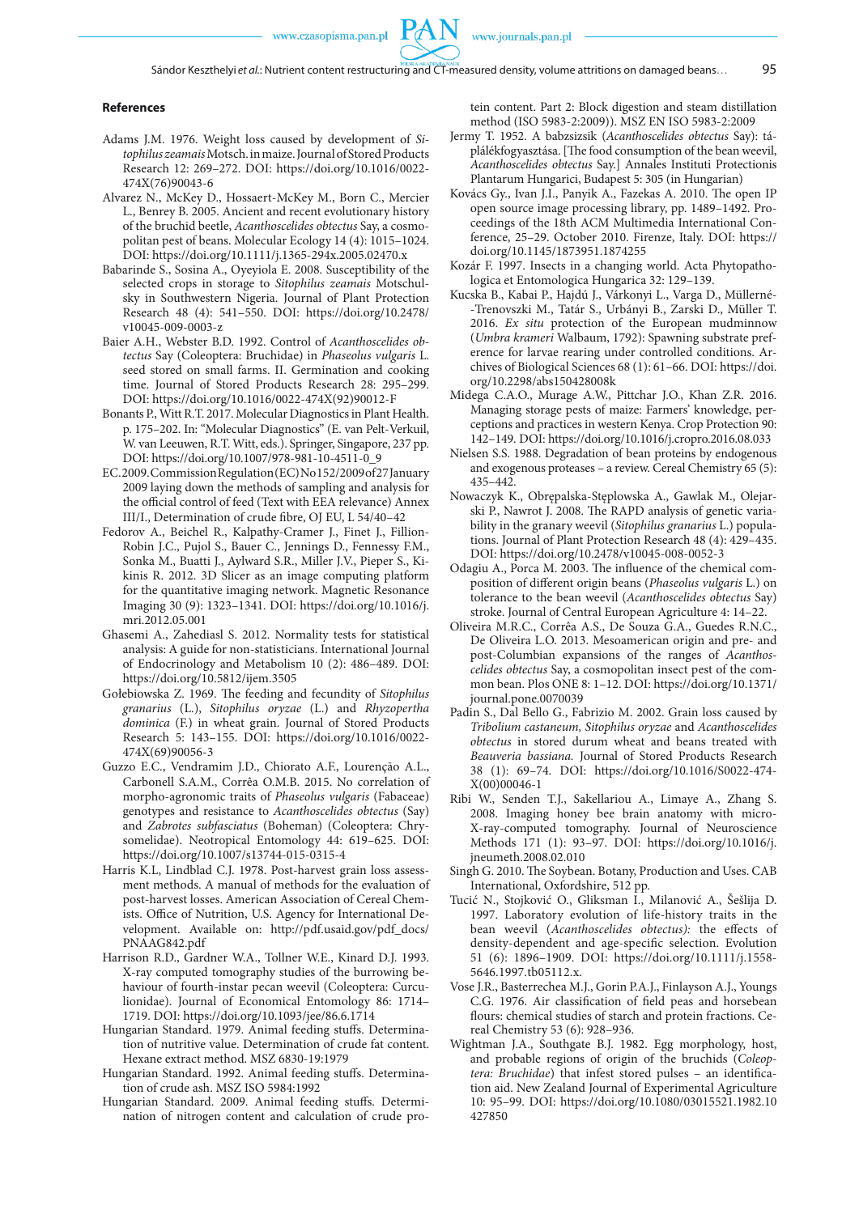## References

Adams J.M. 1976. Weight loss caused by development of *Sitophilus zeamais* Motsch. in maize. Journal of Stored Products Research 12: 269–272. DOI: https://doi.org/10.1016/0022-474X(76)90043-6

Alvarez N., McKey D., Hossaert-McKey M., Born C., Mercier L., Benrey B. 2005. Ancient and recent evolutionary history of the bruchid beetle, *Acanthoscelides obtectus* Say, a cosmopolitan pest of beans. Molecular Ecology 14 (4): 1015–1024. DOI: https://doi.org/10.1111/j.1365-294x.2005.02470.x

Babarinde S., Sosina A., Oyeyiola E. 2008. Susceptibility of the selected crops in storage to *Sitophilus zeamais* Motschulsky in Southwestern Nigeria. Journal of Plant Protection Research 48 (4): 541–550. DOI: https://doi.org/10.2478/v10045-009-0003-z

Baier A.H., Webster B.D. 1992. Control of *Acanthoscelides obtectus* Say (Coleoptera: Bruchidae) in *Phaseolus vulgaris* L. seed stored on small farms. II. Germination and cooking time. Journal of Stored Products Research 28: 295–299. DOI: https://doi.org/10.1016/0022-474X(92)90012-F

Bonants P., Witt R.T. 2017. Molecular Diagnostics in Plant Health. p. 175–202. In: "Molecular Diagnostics" (E. van Pelt-Verkuil, W. van Leeuwen, R.T. Witt, eds.). Springer, Singapore, 237 pp. DOI: https://doi.org/10.1007/978-981-10-4511-0_9

EC. 2009. Commission Regulation (EC) No 152/2009 of 27 January 2009 laying down the methods of sampling and analysis for the official control of feed (Text with EEA relevance) Annex III/I., Determination of crude fibre, OJ EU, L 54/40–42

Fedorov A., Beichel R., Kalpathy-Cramer J., Finet J., Fillion-Robin J.C., Pujol S., Bauer C., Jennings D., Fennessy F.M., Sonka M., Buatti J., Aylward S.R., Miller J.V., Pieper S., Kikinis R. 2012. 3D Slicer as an image computing platform for the quantitative imaging network. Magnetic Resonance Imaging 30 (9): 1323–1341. DOI: https://doi.org/10.1016/j.mri.2012.05.001

Ghasemi A., Zahediasl S. 2012. Normality tests for statistical analysis: A guide for non-statisticians. International Journal of Endocrinology and Metabolism 10 (2): 486–489. DOI: https://doi.org/10.5812/ijem.3505

Gołebiowska Z. 1969. The feeding and fecundity of *Sitophilus granarius* (L.), *Sitophilus oryzae* (L.) and *Rhyzopertha dominica* (F.) in wheat grain. Journal of Stored Products Research 5: 143–155. DOI: https://doi.org/10.1016/0022-474X(69)90056-3

Guzzo E.C., Vendramim J.D., Chiorato A.F., Lourenção A.L., Carbonell S.A.M., Corrêa O.M.B. 2015. No correlation of morpho-agronomic traits of *Phaseolus vulgaris* (Fabaceae) genotypes and resistance to *Acanthoscelides obtectus* (Say) and *Zabrotes subfasciatus* (Boheman) (Coleoptera: Chrysomelidae). Neotropical Entomology 44: 619–625. DOI: https://doi.org/10.1007/s13744-015-0315-4

Harris K.L, Lindblad C.J. 1978. Post-harvest grain loss assessment methods. A manual of methods for the evaluation of post-harvest losses. American Association of Cereal Chemists. Office of Nutrition, U.S. Agency for International Development. Available on: http://pdf.usaid.gov/pdf_docs/PNAAG842.pdf

Harrison R.D., Gardner W.A., Tollner W.E., Kinard D.J. 1993. X-ray computed tomography studies of the burrowing behaviour of fourth-instar pecan weevil (Coleoptera: Curculionidae). Journal of Economical Entomology 86: 1714–1719. DOI: https://doi.org/10.1093/jee/86.6.1714

Hungarian Standard. 1979. Animal feeding stuffs. Determination of nutritive value. Determination of crude fat content. Hexane extract method. MSZ 6830-19:1979

Hungarian Standard. 1992. Animal feeding stuffs. Determination of crude ash. MSZ ISO 5984:1992

Hungarian Standard. 2009. Animal feeding stuffs. Determination of nitrogen content and calculation of crude protein content. Part 2: Block digestion and steam distillation method (ISO 5983-2:2009)). MSZ EN ISO 5983-2:2009

Jermy T. 1952. A babzsizsik (*Acanthoscelides obtectus* Say): táplálékfogyasztása. [The food consumption of the bean weevil, *Acanthoscelides obtectus* Say.] Annales Instituti Protectionis Plantarum Hungarici, Budapest 5: 305 (in Hungarian)

Kovács Gy., Ivan J.I., Panyik A., Fazekas A. 2010. The open IP open source image processing library, pp. 1489–1492. Proceedings of the 18th ACM Multimedia International Conference, 25–29. October 2010. Firenze, Italy. DOI: https://doi.org/10.1145/1873951.1874255

Kozár F. 1997. Insects in a changing world. Acta Phytopathologica et Entomologica Hungarica 32: 129–139.

Kucska B., Kabai P., Hajdú J., Várkonyi L., Varga D., Müllerné-Trenovszki M., Tatár S., Urbányi B., Zarski D., Müller T. 2016. *Ex situ* protection of the European mudminnow (*Umbra krameri* Walbaum, 1792): Spawning substrate preference for larvae rearing under controlled conditions. Archives of Biological Sciences 68 (1): 61–66. DOI: https://doi.org/10.2298/abs150428008k

Midega C.A.O., Murage A.W., Pittchar J.O., Khan Z.R. 2016. Managing storage pests of maize: Farmers' knowledge, perceptions and practices in western Kenya. Crop Protection 90: 142–149. DOI: https://doi.org/10.1016/j.cropro.2016.08.033

Nielsen S.S. 1988. Degradation of bean proteins by endogenous and exogenous proteases – a review. Cereal Chemistry 65 (5): 435–442.

Nowaczyk K., Obrępalska-Stęplowska A., Gawlak M., Olejarski P., Nawrot J. 2008. The RAPD analysis of genetic variability in the granary weevil (*Sitophilus granarius* L.) populations. Journal of Plant Protection Research 48 (4): 429–435. DOI: https://doi.org/10.2478/v10045-008-0052-3

Odagiu A., Porca M. 2003. The influence of the chemical composition of different origin beans (*Phaseolus vulgaris* L.) on tolerance to the bean weevil (*Acanthoscelides obtectus* Say) stroke. Journal of Central European Agriculture 4: 14–22.

Oliveira M.R.C., Corrêa A.S., De Souza G.A., Guedes R.N.C., De Oliveira L.O. 2013. Mesoamerican origin and pre- and post-Columbian expansions of the ranges of *Acanthoscelides obtectus* Say, a cosmopolitan insect pest of the common bean. Plos ONE 8: 1–12. DOI: https://doi.org/10.1371/journal.pone.0070039

Padin S., Dal Bello G., Fabrizio M. 2002. Grain loss caused by *Tribolium castaneum, Sitophilus oryzae* and *Acanthoscelides obtectus* in stored durum wheat and beans treated with *Beauveria bassiana*. Journal of Stored Products Research 38 (1): 69–74. DOI: https://doi.org/10.1016/S0022-474-X(00)00046-1

Ribi W., Senden T.J., Sakellariou A., Limaye A., Zhang S. 2008. Imaging honey bee brain anatomy with micro-X-ray-computed tomography. Journal of Neuroscience Methods 171 (1): 93–97. DOI: https://doi.org/10.1016/j.jneumeth.2008.02.010

Singh G. 2010. The Soybean. Botany, Production and Uses. CAB International, Oxfordshire, 512 pp.

Tucić N., Stojković O., Gliksman I., Milanović A., Šešlija D. 1997. Laboratory evolution of life-history traits in the bean weevil (*Acanthoscelides obtectus*): the effects of density-dependent and age-specific selection. Evolution 51 (6): 1896–1909. DOI: https://doi.org/10.1111/j.1558-5646.1997.tb05112.x.

Vose J.R., Basterrechea M.J., Gorin P.A.J., Finlayson A.J., Youngs C.G. 1976. Air classification of field peas and horsebean flours: chemical studies of starch and protein fractions. Cereal Chemistry 53 (6): 928–936.

Wightman J.A., Southgate B.J. 1982. Egg morphology, host, and probable regions of origin of the bruchids (*Coleoptera: Bruchidae*) that infest stored pulses – an identification aid. New Zealand Journal of Experimental Agriculture 10: 95–99. DOI: https://doi.org/10.1080/03015521.1982.10427850